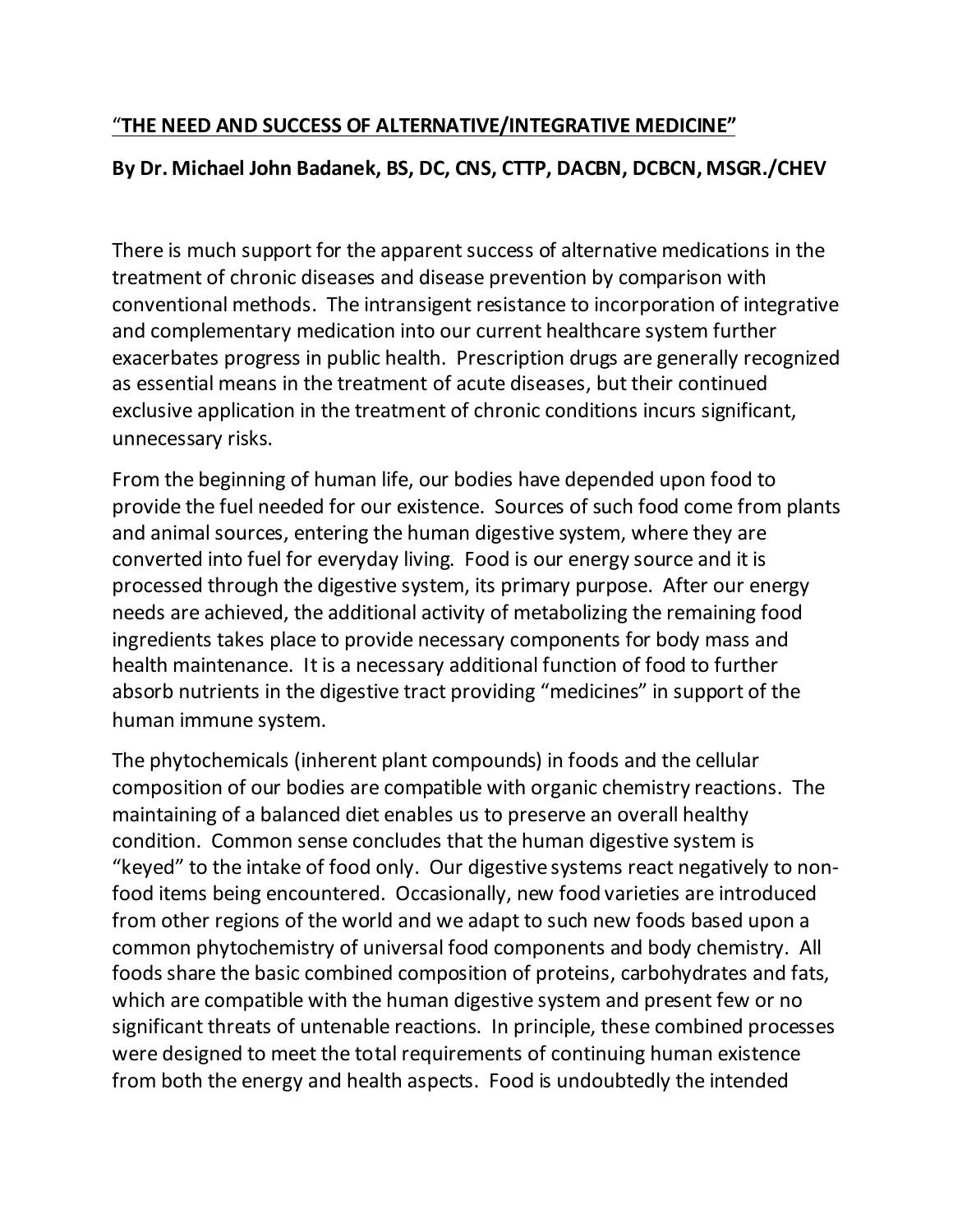# "THE NEED AND SUCCESS OF ALTERNATIVE/INTEGRATIVE MEDICINE"

**By Dr. Michael John Badanek, BS, DC, CNS, CTTP, DACBN, DCBCN, MSGR./CHEV**

There is much support for the apparent success of alternative medications in the treatment of chronic diseases and disease prevention by comparison with conventional methods. The intransigent resistance to incorporation of integrative and complementary medication into our current healthcare system further exacerbates progress in public health. Prescription drugs are generally recognized as essential means in the treatment of acute diseases, but their continued exclusive application in the treatment of chronic conditions incurs significant, unnecessary risks.

From the beginning of human life, our bodies have depended upon food to provide the fuel needed for our existence. Sources of such food come from plants and animal sources, entering the human digestive system, where they are converted into fuel for everyday living. Food is our energy source and it is processed through the digestive system, its primary purpose. After our energy needs are achieved, the additional activity of metabolizing the remaining food ingredients takes place to provide necessary components for body mass and health maintenance. It is a necessary additional function of food to further absorb nutrients in the digestive tract providing "medicines" in support of the human immune system.

The phytochemicals (inherent plant compounds) in foods and the cellular composition of our bodies are compatible with organic chemistry reactions. The maintaining of a balanced diet enables us to preserve an overall healthy condition. Common sense concludes that the human digestive system is "keyed" to the intake of food only. Our digestive systems react negatively to non-food items being encountered. Occasionally, new food varieties are introduced from other regions of the world and we adapt to such new foods based upon a common phytochemistry of universal food components and body chemistry. All foods share the basic combined composition of proteins, carbohydrates and fats, which are compatible with the human digestive system and present few or no significant threats of untenable reactions. In principle, these combined processes were designed to meet the total requirements of continuing human existence from both the energy and health aspects. Food is undoubtedly the intended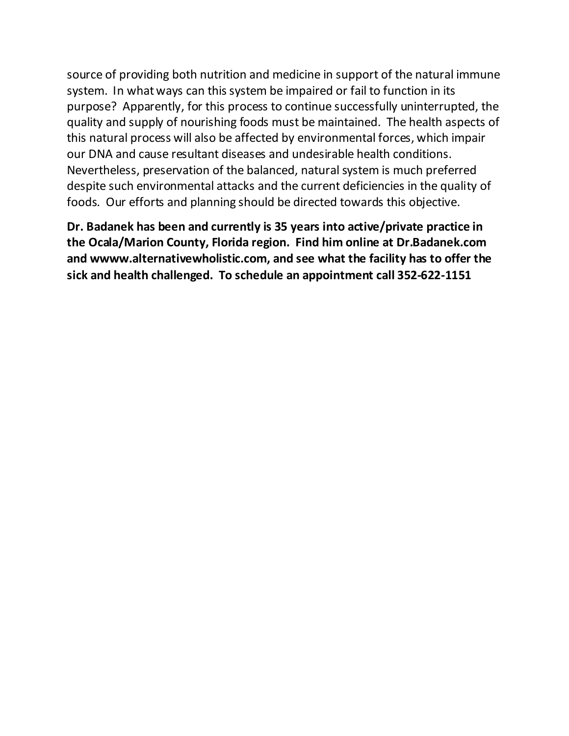source of providing both nutrition and medicine in support of the natural immune system. In what ways can this system be impaired or fail to function in its purpose? Apparently, for this process to continue successfully uninterrupted, the quality and supply of nourishing foods must be maintained. The health aspects of this natural process will also be affected by environmental forces, which impair our DNA and cause resultant diseases and undesirable health conditions. Nevertheless, preservation of the balanced, natural system is much preferred despite such environmental attacks and the current deficiencies in the quality of foods. Our efforts and planning should be directed towards this objective.

**Dr. Badanek has been and currently is 35 years into active/private practice in the Ocala/Marion County, Florida region. Find him online at Dr.Badanek.com and wwww.alternativewholistic.com, and see what the facility has to offer the sick and health challenged. To schedule an appointment call 352-622-1151**